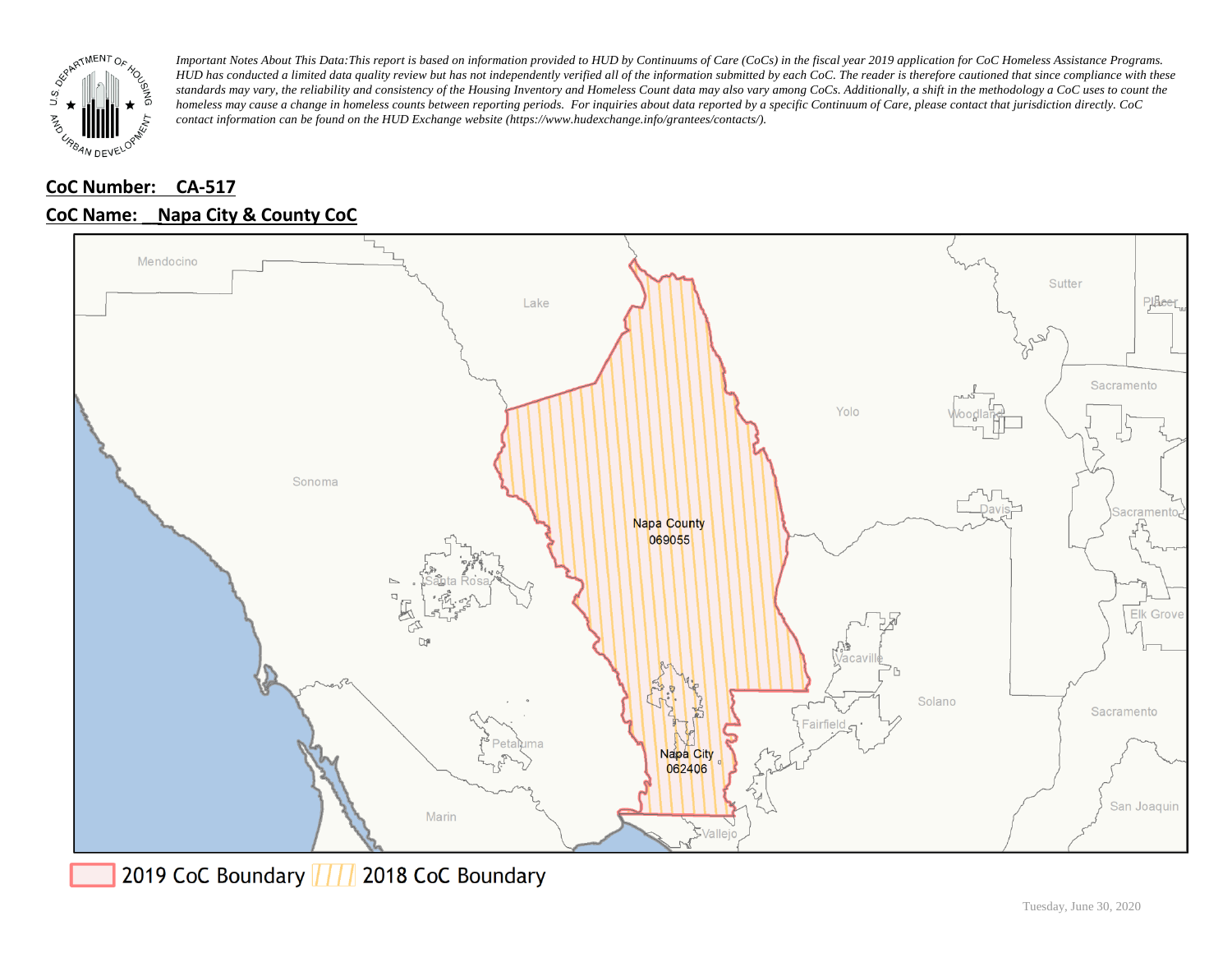*Important Notes About This Data: This report is based on information provided to HUD by Continuums of Care (CoCs) in the fiscal year 2019 application for CoC Homeless Assistance Programs. HUD has conducted a limited data quality review but has not independently verified all of the information submitted by each CoC. The reader is therefore cautioned that since compliance with these standards may vary, the reliability and consistency of the Housing Inventory and Homeless Count data may also vary among CoCs. Additionally, a shift in the methodology a CoC uses to count the homeless may cause a change in homeless counts between reporting periods. For inquiries about data reported by a specific Continuum of Care, please contact that jurisdiction directly. CoC contact information can be found on the HUD Exchange website (https://www.hudexchange.info/grantees/contacts/).*

**CoC Number: CA-517**

**CoC Name: Napa City & County CoC**

Mendocino, Lake, Sutter, Placer, Sacramento, Yolo, Woodland, Davis, Sonoma, Santa Rosa, Napa County 069055, Elk Grove, Vacaville, Solano, Fairfield, Petaluma, Napa City 062406, Marin, Vallejo, San Joaquin

2019 CoC Boundary | 2018 CoC Boundary

Tuesday, June 30, 2020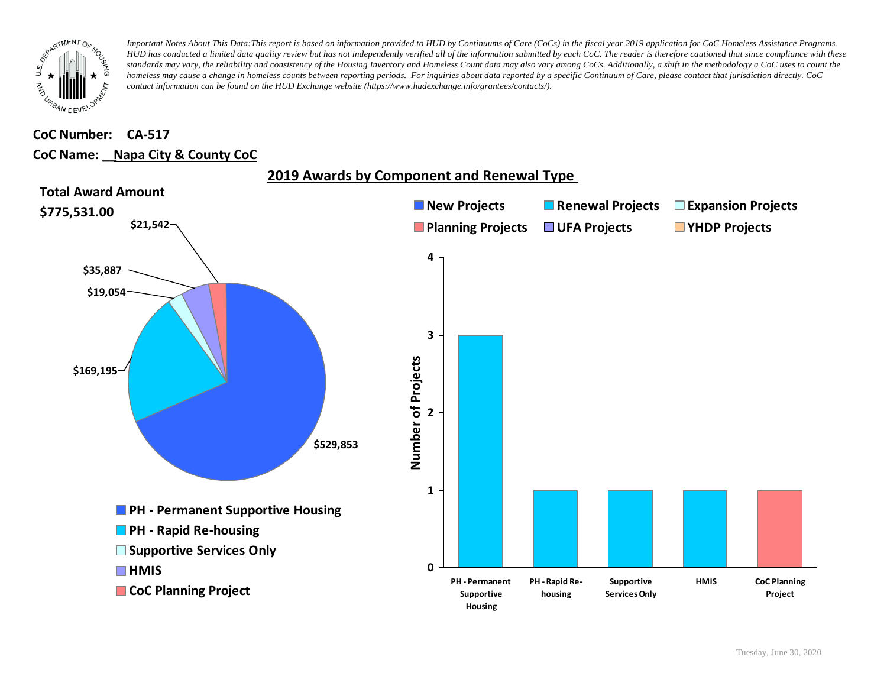*Important Notes About This Data:This report is based on information provided to HUD by Continuums of Care (CoCs) in the fiscal year 2019 application for CoC Homeless Assistance Programs. HUD has conducted a limited data quality review but has not independently verified all of the information submitted by each CoC. The reader is therefore cautioned that since compliance with these standards may vary, the reliability and consistency of the Housing Inventory and Homeless Count data may also vary among CoCs. Additionally, a shift in the methodology a CoC uses to count the homeless may cause a change in homeless counts between reporting periods. For inquiries about data reported by a specific Continuum of Care, please contact that jurisdiction directly. CoC contact information can be found on the HUD Exchange website (https://www.hudexchange.info/grantees/contacts/).*

**CoC Number: CA-517**

**CoC Name: Napa City & County CoC**

## 2019 Awards by Component and Renewal Type

**Total Award Amount**

**$775,531.00**

| Component | Award Amount |
|---|---|
| PH - Permanent Supportive Housing | $529,853 |
| PH - Rapid Re-housing | $169,195 |
| Supportive Services Only | $19,054 |
| HMIS | $35,887 |
| CoC Planning Project | $21,542 |

| Component | Type | Number of Projects |
|---|---|---|
| PH - Permanent Supportive Housing | Renewal Projects | 3 |
| PH - Rapid Re-housing | Renewal Projects | 1 |
| Supportive Services Only | Renewal Projects | 1 |
| HMIS | Renewal Projects | 1 |
| CoC Planning Project | Planning Projects | 1 |

Legend: New Projects, Renewal Projects, Expansion Projects, Planning Projects, UFA Projects, YHDP Projects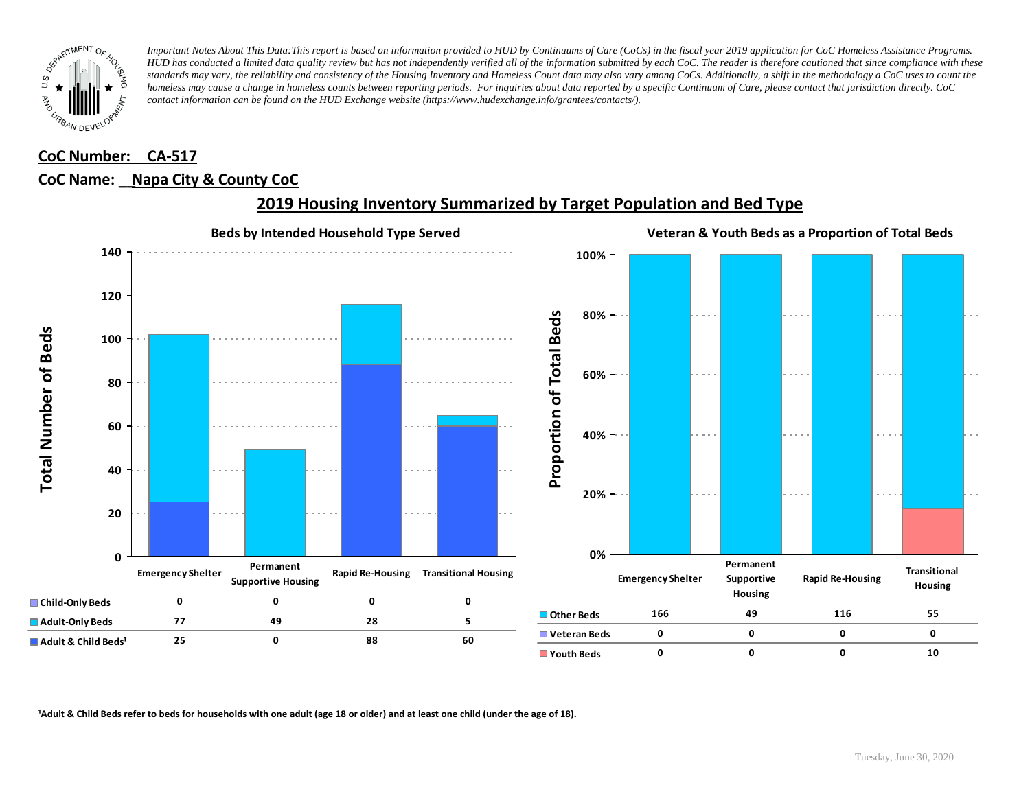*Important Notes About This Data: This report is based on information provided to HUD by Continuums of Care (CoCs) in the fiscal year 2019 application for CoC Homeless Assistance Programs. HUD has conducted a limited data quality review but has not independently verified all of the information submitted by each CoC. The reader is therefore cautioned that since compliance with these standards may vary, the reliability and consistency of the Housing Inventory and Homeless Count data may also vary among CoCs. Additionally, a shift in the methodology a CoC uses to count the homeless may cause a change in homeless counts between reporting periods. For inquiries about data reported by a specific Continuum of Care, please contact that jurisdiction directly. CoC contact information can be found on the HUD Exchange website (https://www.hudexchange.info/grantees/contacts/).*

**CoC Number: CA-517**

**CoC Name: Napa City & County CoC**

## 2019 Housing Inventory Summarized by Target Population and Bed Type

### Beds by Intended Household Type Served

| | Emergency Shelter | Permanent Supportive Housing | Rapid Re-Housing | Transitional Housing |
|---|---|---|---|---|
| Child-Only Beds | 0 | 0 | 0 | 0 |
| Adult-Only Beds | 77 | 49 | 28 | 5 |
| Adult & Child Beds[1] | 25 | 0 | 88 | 60 |

### Veteran & Youth Beds as a Proportion of Total Beds

| | Emergency Shelter | Permanent Supportive Housing | Rapid Re-Housing | Transitional Housing |
|---|---|---|---|---|
| Other Beds | 166 | 49 | 116 | 55 |
| Veteran Beds | 0 | 0 | 0 | 0 |
| Youth Beds | 0 | 0 | 0 | 10 |

[1]Adult & Child Beds refer to beds for households with one adult (age 18 or older) and at least one child (under the age of 18).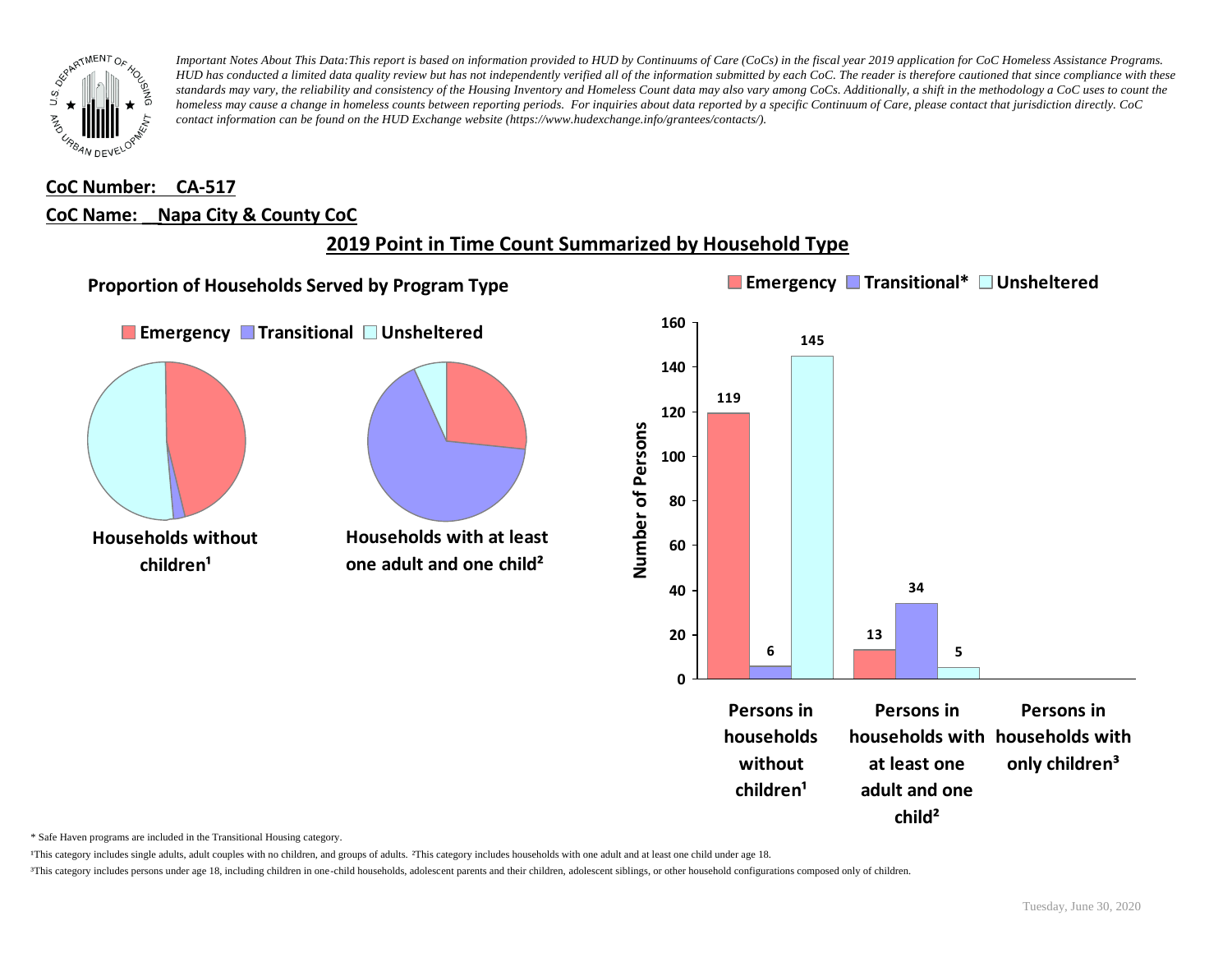*Important Notes About This Data:This report is based on information provided to HUD by Continuums of Care (CoCs) in the fiscal year 2019 application for CoC Homeless Assistance Programs. HUD has conducted a limited data quality review but has not independently verified all of the information submitted by each CoC. The reader is therefore cautioned that since compliance with these standards may vary, the reliability and consistency of the Housing Inventory and Homeless Count data may also vary among CoCs. Additionally, a shift in the methodology a CoC uses to count the homeless may cause a change in homeless counts between reporting periods. For inquiries about data reported by a specific Continuum of Care, please contact that jurisdiction directly. CoC contact information can be found on the HUD Exchange website (https://www.hudexchange.info/grantees/contacts/).*

**CoC Number: CA-517**

**CoC Name: Napa City & County CoC**

## 2019 Point in Time Count Summarized by Household Type

### Proportion of Households Served by Program Type

Emergency | Transitional | Unsheltered

**Households without children¹**

**Households with at least one adult and one child²**

Emergency | Transitional* | Unsheltered

| | Emergency | Transitional* | Unsheltered |
|---|---|---|---|
| Persons in households without children¹ | 119 | 6 | 145 |
| Persons in households with at least one adult and one child² | 13 | 34 | 5 |
| Persons in households with only children³ | | | |

\* Safe Haven programs are included in the Transitional Housing category.

¹This category includes single adults, adult couples with no children, and groups of adults. ²This category includes households with one adult and at least one child under age 18.

³This category includes persons under age 18, including children in one-child households, adolescent parents and their children, adolescent siblings, or other household configurations composed only of children.

Tuesday, June 30, 2020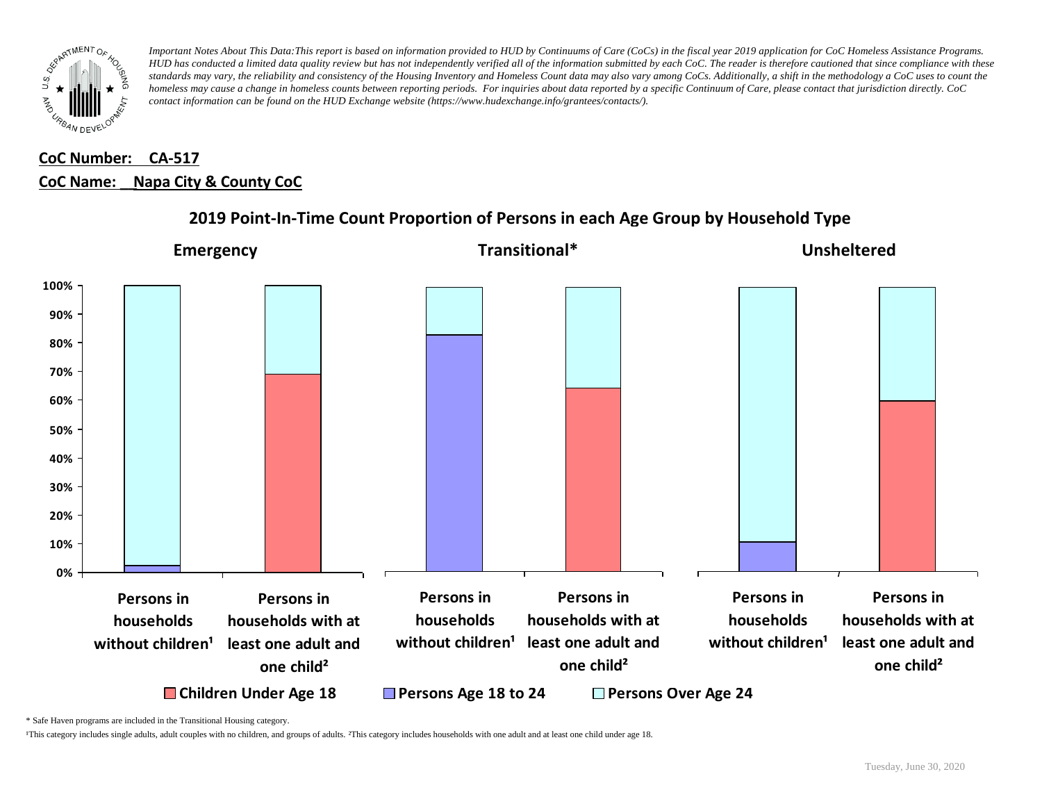*Important Notes About This Data:This report is based on information provided to HUD by Continuums of Care (CoCs) in the fiscal year 2019 application for CoC Homeless Assistance Programs. HUD has conducted a limited data quality review but has not independently verified all of the information submitted by each CoC. The reader is therefore cautioned that since compliance with these standards may vary, the reliability and consistency of the Housing Inventory and Homeless Count data may also vary among CoCs. Additionally, a shift in the methodology a CoC uses to count the homeless may cause a change in homeless counts between reporting periods. For inquiries about data reported by a specific Continuum of Care, please contact that jurisdiction directly. CoC contact information can be found on the HUD Exchange website (https://www.hudexchange.info/grantees/contacts/).*

**CoC Number: CA-517**

**CoC Name: Napa City & County CoC**

## 2019 Point-In-Time Count Proportion of Persons in each Age Group by Household Type

**Emergency** | **Transitional*** | **Unsheltered**

100% | 90% | 80% | 70% | 60% | 50% | 40% | 30% | 20% | 10% | 0%

Persons in households without children¹ | Persons in households with at least one adult and one child² | Persons in households without children¹ | Persons in households with at least one adult and one child² | Persons in households without children¹ | Persons in households with at least one adult and one child²

Children Under Age 18 | Persons Age 18 to 24 | Persons Over Age 24

* Safe Haven programs are included in the Transitional Housing category.

¹This category includes single adults, adult couples with no children, and groups of adults. ²This category includes households with one adult and at least one child under age 18.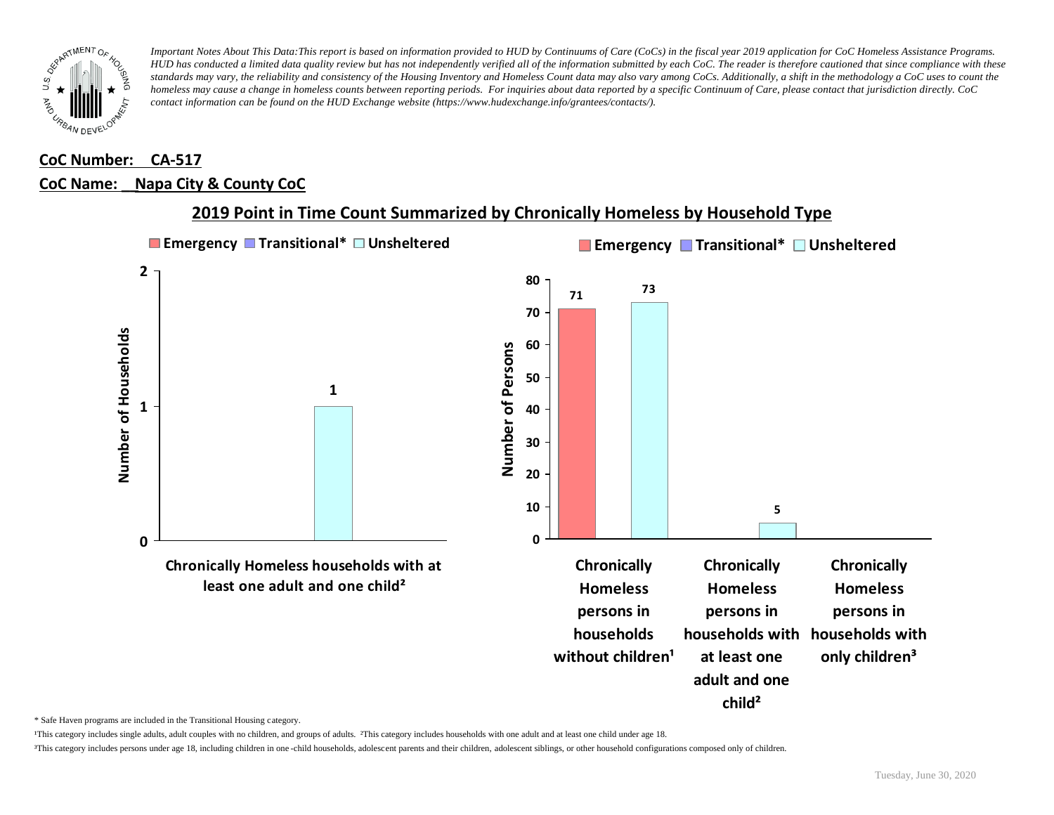*Important Notes About This Data: This report is based on information provided to HUD by Continuums of Care (CoCs) in the fiscal year 2019 application for CoC Homeless Assistance Programs. HUD has conducted a limited data quality review but has not independently verified all of the information submitted by each CoC. The reader is therefore cautioned that since compliance with these standards may vary, the reliability and consistency of the Housing Inventory and Homeless Count data may also vary among CoCs. Additionally, a shift in the methodology a CoC uses to count the homeless may cause a change in homeless counts between reporting periods. For inquiries about data reported by a specific Continuum of Care, please contact that jurisdiction directly. CoC contact information can be found on the HUD Exchange website (https://www.hudexchange.info/grantees/contacts/).*

**CoC Number: CA-517**

**CoC Name: Napa City & County CoC**

## 2019 Point in Time Count Summarized by Chronically Homeless by Household Type

**Number of Households**

| | Emergency | Transitional* | Unsheltered |
|---|---|---|---|
| Chronically Homeless households with at least one adult and one child² | | | 1 |

**Number of Persons**

| | Emergency | Transitional* | Unsheltered |
|---|---|---|---|
| Chronically Homeless persons in households without children¹ | 71 | | 73 |
| Chronically Homeless persons in households with at least one adult and one child² | | | 5 |
| Chronically Homeless persons in households with only children³ | | | |

\* Safe Haven programs are included in the Transitional Housing category.

¹This category includes single adults, adult couples with no children, and groups of adults. ²This category includes households with one adult and at least one child under age 18.

³This category includes persons under age 18, including children in one-child households, adolescent parents and their children, adolescent siblings, or other household configurations composed only of children.

Tuesday, June 30, 2020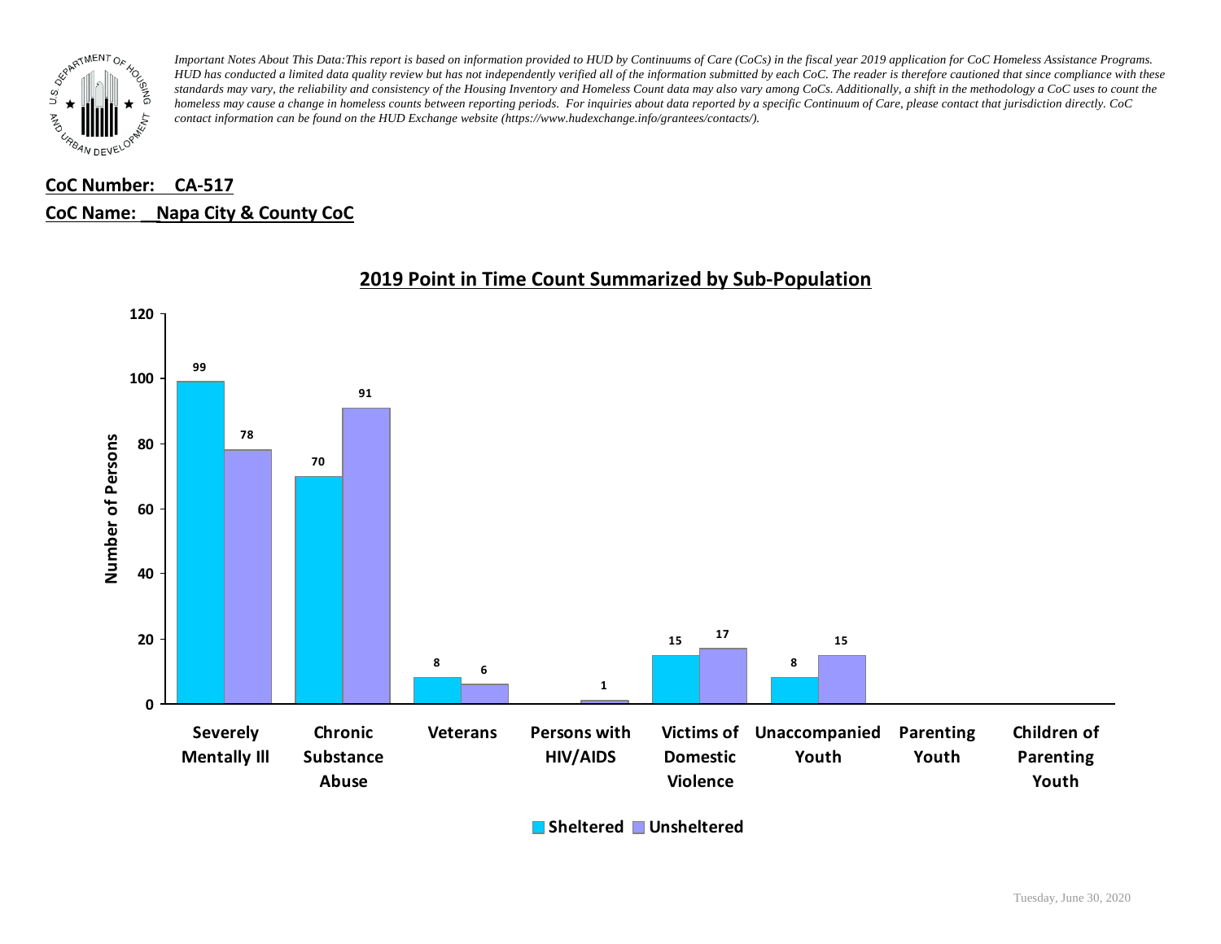*Important Notes About This Data:This report is based on information provided to HUD by Continuums of Care (CoCs) in the fiscal year 2019 application for CoC Homeless Assistance Programs. HUD has conducted a limited data quality review but has not independently verified all of the information submitted by each CoC. The reader is therefore cautioned that since compliance with these standards may vary, the reliability and consistency of the Housing Inventory and Homeless Count data may also vary among CoCs. Additionally, a shift in the methodology a CoC uses to count the homeless may cause a change in homeless counts between reporting periods. For inquiries about data reported by a specific Continuum of Care, please contact that jurisdiction directly. CoC contact information can be found on the HUD Exchange website (https://www.hudexchange.info/grantees/contacts/).*

**CoC Number: CA-517**

**CoC Name: Napa City & County CoC**

## 2019 Point in Time Count Summarized by Sub-Population

Number of Persons

120
100
80
60
40
20
0

Severely Mentally Ill: 99, 78
Chronic Substance Abuse: 70, 91
Veterans: 8, 6
Persons with HIV/AIDS: 1
Victims of Domestic Violence: 15, 17
Unaccompanied Youth: 8, 15
Parenting Youth
Children of Parenting Youth

Sheltered Unsheltered

Tuesday, June 30, 2020